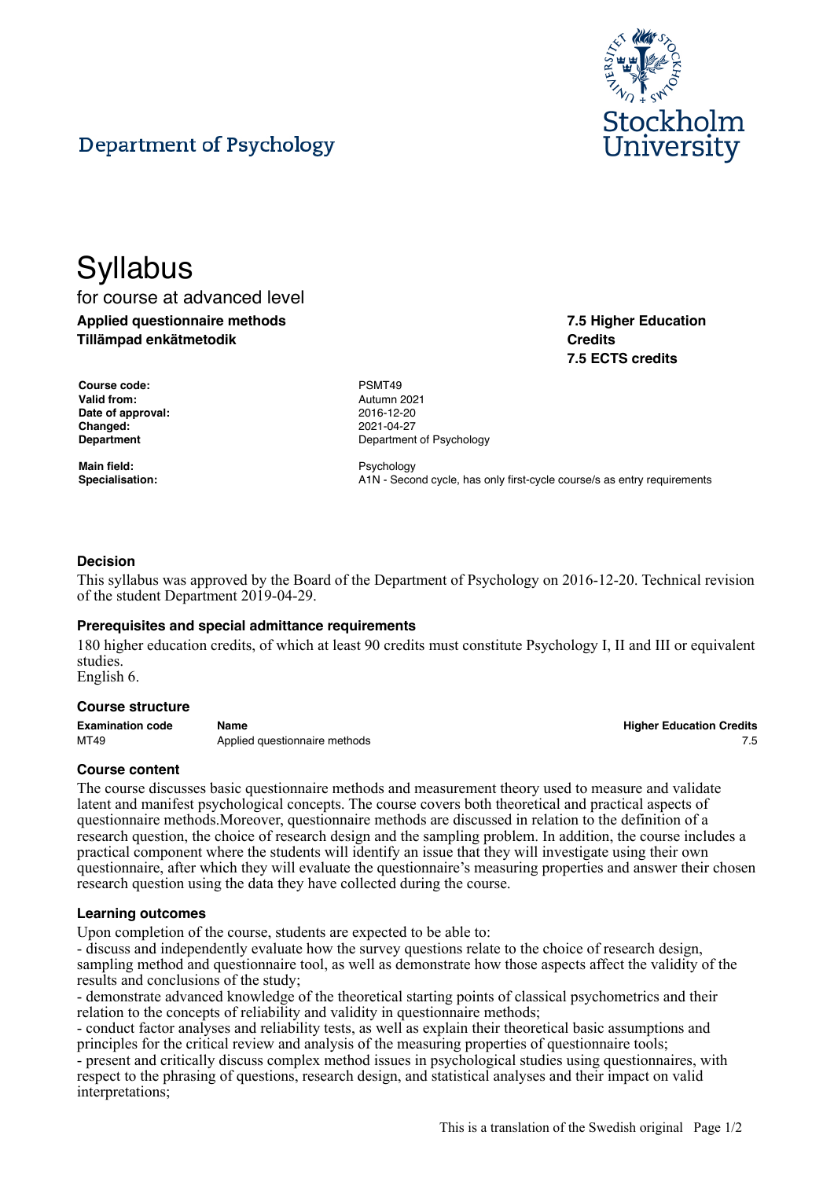Department of Psychology

Stockholm University

# Syllabus

for course at advanced level

**Applied questionnaire methods**
**Tillämpad enkätmetodik**

**7.5 Higher Education Credits**
**7.5 ECTS credits**

| | |
|---|---|
| **Course code:** | PSMT49 |
| **Valid from:** | Autumn 2021 |
| **Date of approval:** | 2016-12-20 |
| **Changed:** | 2021-04-27 |
| **Department** | Department of Psychology |
| **Main field:** | Psychology |
| **Specialisation:** | A1N - Second cycle, has only first-cycle course/s as entry requirements |

### Decision

This syllabus was approved by the Board of the Department of Psychology on 2016-12-20. Technical revision of the student Department 2019-04-29.

### Prerequisites and special admittance requirements

180 higher education credits, of which at least 90 credits must constitute Psychology I, II and III or equivalent studies.
English 6.

### Course structure

| Examination code | Name | Higher Education Credits |
|---|---|---|
| MT49 | Applied questionnaire methods | 7.5 |

### Course content

The course discusses basic questionnaire methods and measurement theory used to measure and validate latent and manifest psychological concepts. The course covers both theoretical and practical aspects of questionnaire methods.Moreover, questionnaire methods are discussed in relation to the definition of a research question, the choice of research design and the sampling problem. In addition, the course includes a practical component where the students will identify an issue that they will investigate using their own questionnaire, after which they will evaluate the questionnaire's measuring properties and answer their chosen research question using the data they have collected during the course.

### Learning outcomes

Upon completion of the course, students are expected to be able to:
- discuss and independently evaluate how the survey questions relate to the choice of research design, sampling method and questionnaire tool, as well as demonstrate how those aspects affect the validity of the results and conclusions of the study;
- demonstrate advanced knowledge of the theoretical starting points of classical psychometrics and their relation to the concepts of reliability and validity in questionnaire methods;
- conduct factor analyses and reliability tests, as well as explain their theoretical basic assumptions and principles for the critical review and analysis of the measuring properties of questionnaire tools;
- present and critically discuss complex method issues in psychological studies using questionnaires, with respect to the phrasing of questions, research design, and statistical analyses and their impact on valid interpretations;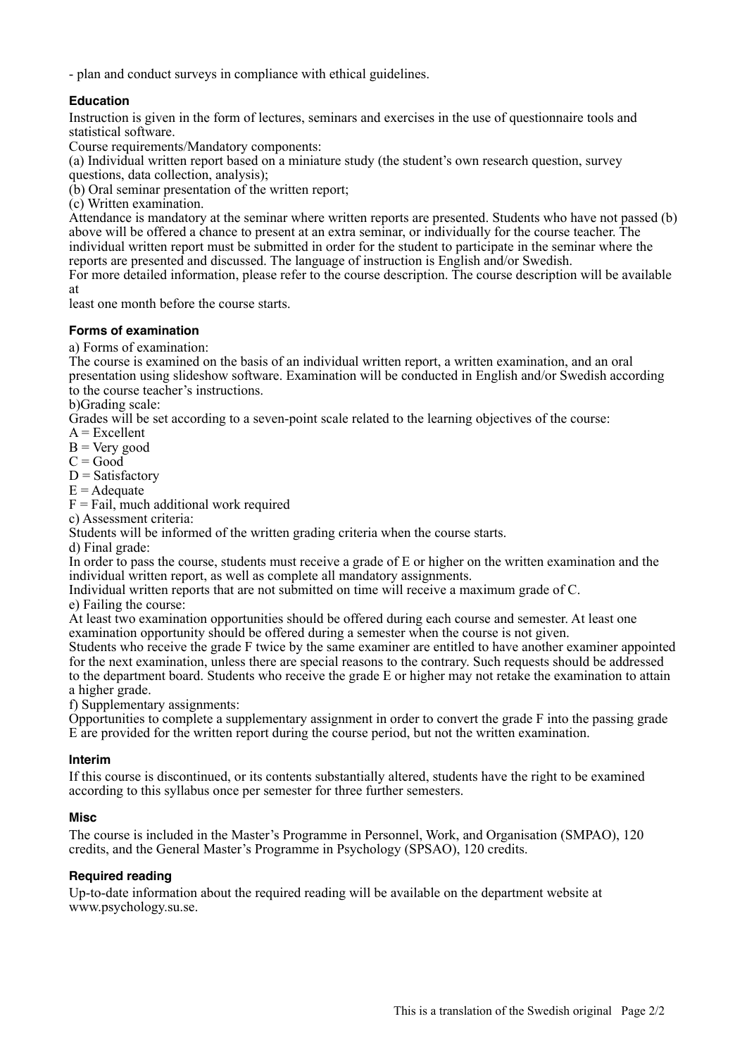- plan and conduct surveys in compliance with ethical guidelines.

### Education

Instruction is given in the form of lectures, seminars and exercises in the use of questionnaire tools and statistical software.

Course requirements/Mandatory components:

(a) Individual written report based on a miniature study (the student's own research question, survey questions, data collection, analysis);

(b) Oral seminar presentation of the written report;

(c) Written examination.

Attendance is mandatory at the seminar where written reports are presented. Students who have not passed (b) above will be offered a chance to present at an extra seminar, or individually for the course teacher. The individual written report must be submitted in order for the student to participate in the seminar where the reports are presented and discussed. The language of instruction is English and/or Swedish.

For more detailed information, please refer to the course description. The course description will be available at least one month before the course starts.

### Forms of examination

a) Forms of examination:

The course is examined on the basis of an individual written report, a written examination, and an oral presentation using slideshow software. Examination will be conducted in English and/or Swedish according to the course teacher's instructions.

b)Grading scale:

Grades will be set according to a seven-point scale related to the learning objectives of the course:

A = Excellent
B = Very good
C = Good
D = Satisfactory
E = Adequate
F = Fail, much additional work required

c) Assessment criteria:

Students will be informed of the written grading criteria when the course starts.

d) Final grade:

In order to pass the course, students must receive a grade of E or higher on the written examination and the individual written report, as well as complete all mandatory assignments.

Individual written reports that are not submitted on time will receive a maximum grade of C.

e) Failing the course:

At least two examination opportunities should be offered during each course and semester. At least one examination opportunity should be offered during a semester when the course is not given.

Students who receive the grade F twice by the same examiner are entitled to have another examiner appointed for the next examination, unless there are special reasons to the contrary. Such requests should be addressed to the department board. Students who receive the grade E or higher may not retake the examination to attain a higher grade.

f) Supplementary assignments:

Opportunities to complete a supplementary assignment in order to convert the grade F into the passing grade E are provided for the written report during the course period, but not the written examination.

### Interim

If this course is discontinued, or its contents substantially altered, students have the right to be examined according to this syllabus once per semester for three further semesters.

### Misc

The course is included in the Master's Programme in Personnel, Work, and Organisation (SMPAO), 120 credits, and the General Master's Programme in Psychology (SPSAO), 120 credits.

### Required reading

Up-to-date information about the required reading will be available on the department website at www.psychology.su.se.

This is a translation of the Swedish original